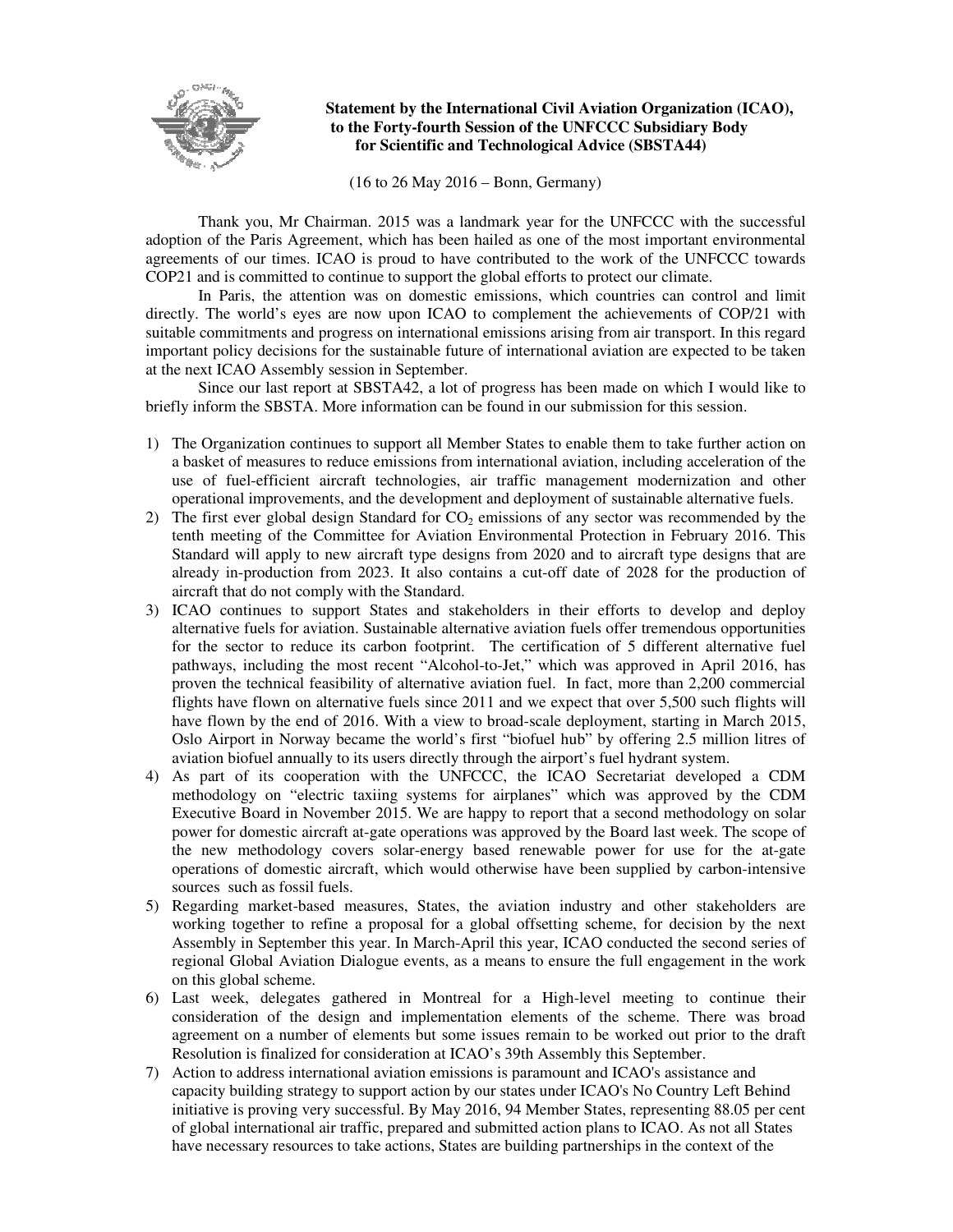**Statement by the International Civil Aviation Organization (ICAO), to the Forty-fourth Session of the UNFCCC Subsidiary Body for Scientific and Technological Advice (SBSTA44)**

(16 to 26 May 2016 – Bonn, Germany)

Thank you, Mr Chairman. 2015 was a landmark year for the UNFCCC with the successful adoption of the Paris Agreement, which has been hailed as one of the most important environmental agreements of our times. ICAO is proud to have contributed to the work of the UNFCCC towards COP21 and is committed to continue to support the global efforts to protect our climate.

In Paris, the attention was on domestic emissions, which countries can control and limit directly. The world's eyes are now upon ICAO to complement the achievements of COP/21 with suitable commitments and progress on international emissions arising from air transport. In this regard important policy decisions for the sustainable future of international aviation are expected to be taken at the next ICAO Assembly session in September.

Since our last report at SBSTA42, a lot of progress has been made on which I would like to briefly inform the SBSTA. More information can be found in our submission for this session.

1) The Organization continues to support all Member States to enable them to take further action on a basket of measures to reduce emissions from international aviation, including acceleration of the use of fuel-efficient aircraft technologies, air traffic management modernization and other operational improvements, and the development and deployment of sustainable alternative fuels.
2) The first ever global design Standard for $CO_2$ emissions of any sector was recommended by the tenth meeting of the Committee for Aviation Environmental Protection in February 2016. This Standard will apply to new aircraft type designs from 2020 and to aircraft type designs that are already in-production from 2023. It also contains a cut-off date of 2028 for the production of aircraft that do not comply with the Standard.
3) ICAO continues to support States and stakeholders in their efforts to develop and deploy alternative fuels for aviation. Sustainable alternative aviation fuels offer tremendous opportunities for the sector to reduce its carbon footprint. The certification of 5 different alternative fuel pathways, including the most recent "Alcohol-to-Jet," which was approved in April 2016, has proven the technical feasibility of alternative aviation fuel. In fact, more than 2,200 commercial flights have flown on alternative fuels since 2011 and we expect that over 5,500 such flights will have flown by the end of 2016. With a view to broad-scale deployment, starting in March 2015, Oslo Airport in Norway became the world's first "biofuel hub" by offering 2.5 million litres of aviation biofuel annually to its users directly through the airport's fuel hydrant system.
4) As part of its cooperation with the UNFCCC, the ICAO Secretariat developed a CDM methodology on "electric taxiing systems for airplanes" which was approved by the CDM Executive Board in November 2015. We are happy to report that a second methodology on solar power for domestic aircraft at-gate operations was approved by the Board last week. The scope of the new methodology covers solar-energy based renewable power for use for the at-gate operations of domestic aircraft, which would otherwise have been supplied by carbon-intensive sources such as fossil fuels.
5) Regarding market-based measures, States, the aviation industry and other stakeholders are working together to refine a proposal for a global offsetting scheme, for decision by the next Assembly in September this year. In March-April this year, ICAO conducted the second series of regional Global Aviation Dialogue events, as a means to ensure the full engagement in the work on this global scheme.
6) Last week, delegates gathered in Montreal for a High-level meeting to continue their consideration of the design and implementation elements of the scheme. There was broad agreement on a number of elements but some issues remain to be worked out prior to the draft Resolution is finalized for consideration at ICAO's 39th Assembly this September.
7) Action to address international aviation emissions is paramount and ICAO's assistance and capacity building strategy to support action by our states under ICAO's No Country Left Behind initiative is proving very successful. By May 2016, 94 Member States, representing 88.05 per cent of global international air traffic, prepared and submitted action plans to ICAO. As not all States have necessary resources to take actions, States are building partnerships in the context of the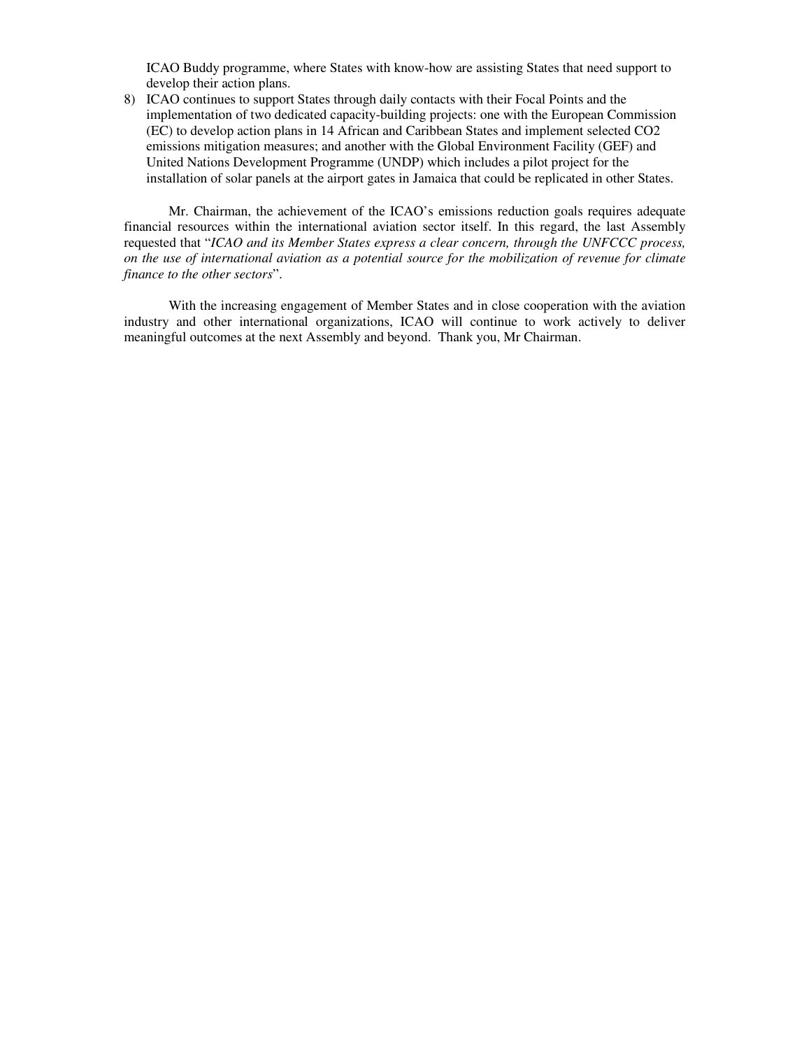ICAO Buddy programme, where States with know-how are assisting States that need support to develop their action plans.

8) ICAO continues to support States through daily contacts with their Focal Points and the implementation of two dedicated capacity-building projects: one with the European Commission (EC) to develop action plans in 14 African and Caribbean States and implement selected CO2 emissions mitigation measures; and another with the Global Environment Facility (GEF) and United Nations Development Programme (UNDP) which includes a pilot project for the installation of solar panels at the airport gates in Jamaica that could be replicated in other States.

Mr. Chairman, the achievement of the ICAO's emissions reduction goals requires adequate financial resources within the international aviation sector itself. In this regard, the last Assembly requested that "*ICAO and its Member States express a clear concern, through the UNFCCC process, on the use of international aviation as a potential source for the mobilization of revenue for climate finance to the other sectors*".

With the increasing engagement of Member States and in close cooperation with the aviation industry and other international organizations, ICAO will continue to work actively to deliver meaningful outcomes at the next Assembly and beyond. Thank you, Mr Chairman.